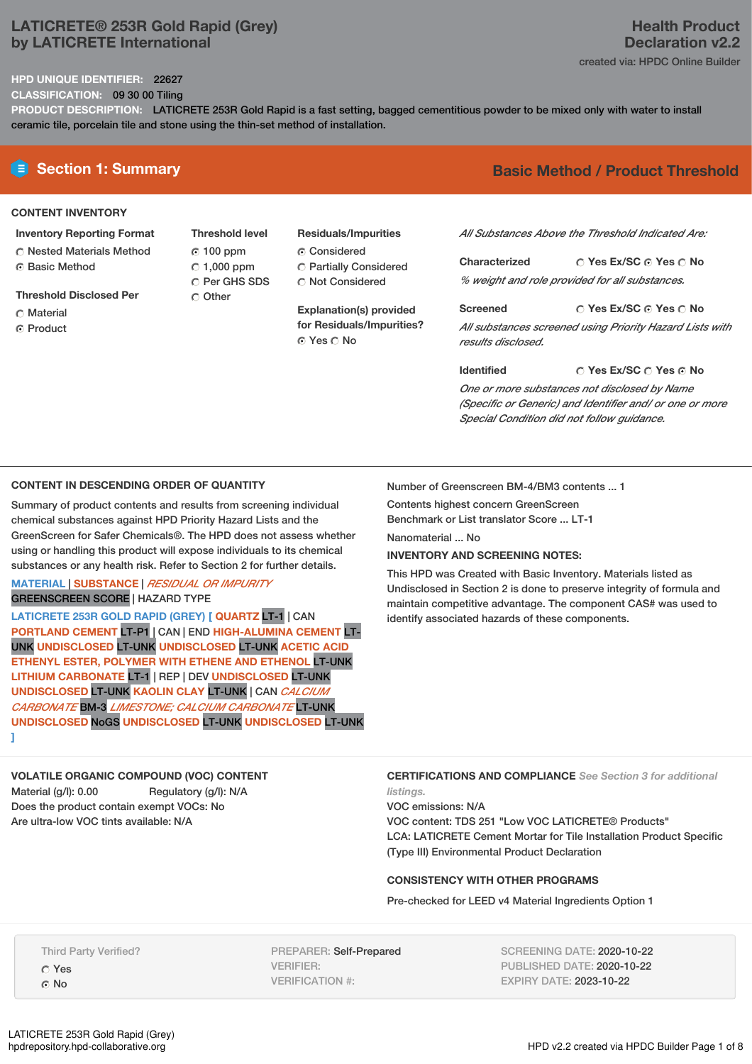# LATICRETE® 253R Gold Rapid (Grey) by LATICRETE International

**Health Product Declaration v2.2**

created via: HPDC Online Builder

**HPD UNIQUE IDENTIFIER:** 22627

**CLASSIFICATION:** 09 30 00 Tiling

**PRODUCT DESCRIPTION:** LATICRETE 253R Gold Rapid is a fast setting, bagged cementitious powder to be mixed only with water to install ceramic tile, porcelain tile and stone using the thin-set method of installation.

## Section 1: Summary

**Basic Method / Product Threshold**

### CONTENT INVENTORY

**Inventory Reporting Format**
- ○ Nested Materials Method
- ◉ Basic Method

**Threshold Disclosed Per**
- ○ Material
- ◉ Product

**Threshold level**
- ◉ 100 ppm
- ○ 1,000 ppm
- ○ Per GHS SDS
- ○ Other

**Residuals/Impurities**
- ◉ Considered
- ○ Partially Considered
- ○ Not Considered

**Explanation(s) provided for Residuals/Impurities?**
◉ Yes ○ No

*All Substances Above the Threshold Indicated Are:*

**Characterized** ○ Yes Ex/SC ◉ Yes ○ No
*% weight and role provided for all substances.*

**Screened** ○ Yes Ex/SC ◉ Yes ○ No
*All substances screened using Priority Hazard Lists with results disclosed.*

**Identified** ○ Yes Ex/SC ○ Yes ◉ No
*One or more substances not disclosed by Name (Specific or Generic) and Identifier and/ or one or more Special Condition did not follow guidance.*

### CONTENT IN DESCENDING ORDER OF QUANTITY

Summary of product contents and results from screening individual chemical substances against HPD Priority Hazard Lists and the GreenScreen for Safer Chemicals®. The HPD does not assess whether using or handling this product will expose individuals to its chemical substances or any health risk. Refer to Section 2 for further details.

MATERIAL | SUBSTANCE | *RESIDUAL OR IMPURITY*
GREENSCREEN SCORE | HAZARD TYPE

LATICRETE 253R GOLD RAPID (GREY) [ QUARTZ LT-1 | CAN PORTLAND CEMENT LT-P1 | CAN | END HIGH-ALUMINA CEMENT LT-UNK UNDISCLOSED LT-UNK UNDISCLOSED LT-UNK ACETIC ACID ETHENYL ESTER, POLYMER WITH ETHENE AND ETHENOL LT-UNK LITHIUM CARBONATE LT-1 | REP | DEV UNDISCLOSED LT-UNK UNDISCLOSED LT-UNK KAOLIN CLAY LT-UNK | CAN *CALCIUM CARBONATE* BM-3 *LIMESTONE; CALCIUM CARBONATE* LT-UNK UNDISCLOSED NoGS UNDISCLOSED LT-UNK UNDISCLOSED LT-UNK ]

Number of Greenscreen BM-4/BM3 contents ... 1

Contents highest concern GreenScreen Benchmark or List translator Score ... LT-1

Nanomaterial ... No

**INVENTORY AND SCREENING NOTES:**

This HPD was Created with Basic Inventory. Materials listed as Undisclosed in Section 2 is done to preserve integrity of formula and maintain competitive advantage. The component CAS# was used to identify associated hazards of these components.

### VOLATILE ORGANIC COMPOUND (VOC) CONTENT

Material (g/l): 0.00 Regulatory (g/l): N/A
Does the product contain exempt VOCs: No
Are ultra-low VOC tints available: N/A

### CERTIFICATIONS AND COMPLIANCE *See Section 3 for additional listings.*

VOC emissions: N/A
VOC content: TDS 251 "Low VOC LATICRETE® Products"
LCA: LATICRETE Cement Mortar for Tile Installation Product Specific (Type III) Environmental Product Declaration

### CONSISTENCY WITH OTHER PROGRAMS

Pre-checked for LEED v4 Material Ingredients Option 1

Third Party Verified?
- ○ Yes
- ◉ No

PREPARER: Self-Prepared
VERIFIER:
VERIFICATION #:

SCREENING DATE: 2020-10-22
PUBLISHED DATE: 2020-10-22
EXPIRY DATE: 2023-10-22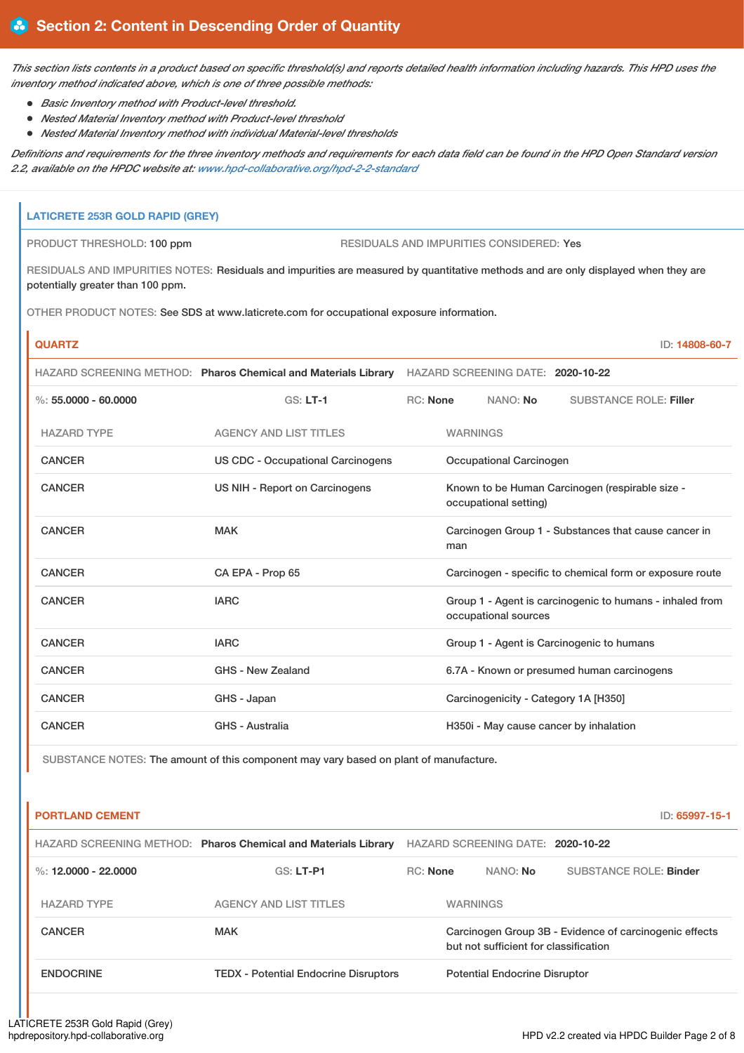## Section 2: Content in Descending Order of Quantity

*This section lists contents in a product based on specific threshold(s) and reports detailed health information including hazards. This HPD uses the inventory method indicated above, which is one of three possible methods:*

- *Basic Inventory method with Product-level threshold.*
- *Nested Material Inventory method with Product-level threshold*
- *Nested Material Inventory method with individual Material-level thresholds*

*Definitions and requirements for the three inventory methods and requirements for each data field can be found in the HPD Open Standard version 2.2, available on the HPDC website at: www.hpd-collaborative.org/hpd-2-2-standard*

### LATICRETE 253R GOLD RAPID (GREY)

PRODUCT THRESHOLD: 100 ppm

RESIDUALS AND IMPURITIES CONSIDERED: Yes

RESIDUALS AND IMPURITIES NOTES: Residuals and impurities are measured by quantitative methods and are only displayed when they are potentially greater than 100 ppm.

OTHER PRODUCT NOTES: See SDS at www.laticrete.com for occupational exposure information.

#### QUARTZ

ID: 14808-60-7

HAZARD SCREENING METHOD: **Pharos Chemical and Materials Library** HAZARD SCREENING DATE: **2020-10-22**

%: **55.0000 - 60.0000** GS: **LT-1** RC: **None** NANO: **No** SUBSTANCE ROLE: **Filler**

| HAZARD TYPE | AGENCY AND LIST TITLES | WARNINGS |
|---|---|---|
| CANCER | US CDC - Occupational Carcinogens | Occupational Carcinogen |
| CANCER | US NIH - Report on Carcinogens | Known to be Human Carcinogen (respirable size - occupational setting) |
| CANCER | MAK | Carcinogen Group 1 - Substances that cause cancer in man |
| CANCER | CA EPA - Prop 65 | Carcinogen - specific to chemical form or exposure route |
| CANCER | IARC | Group 1 - Agent is carcinogenic to humans - inhaled from occupational sources |
| CANCER | IARC | Group 1 - Agent is Carcinogenic to humans |
| CANCER | GHS - New Zealand | 6.7A - Known or presumed human carcinogens |
| CANCER | GHS - Japan | Carcinogenicity - Category 1A [H350] |
| CANCER | GHS - Australia | H350i - May cause cancer by inhalation |

SUBSTANCE NOTES: The amount of this component may vary based on plant of manufacture.

#### PORTLAND CEMENT

ID: 65997-15-1

HAZARD SCREENING METHOD: **Pharos Chemical and Materials Library** HAZARD SCREENING DATE: **2020-10-22**

%: **12.0000 - 22.0000** GS: **LT-P1** RC: **None** NANO: **No** SUBSTANCE ROLE: **Binder**

| HAZARD TYPE | AGENCY AND LIST TITLES | WARNINGS |
|---|---|---|
| CANCER | MAK | Carcinogen Group 3B - Evidence of carcinogenic effects but not sufficient for classification |
| ENDOCRINE | TEDX - Potential Endocrine Disruptors | Potential Endocrine Disruptor |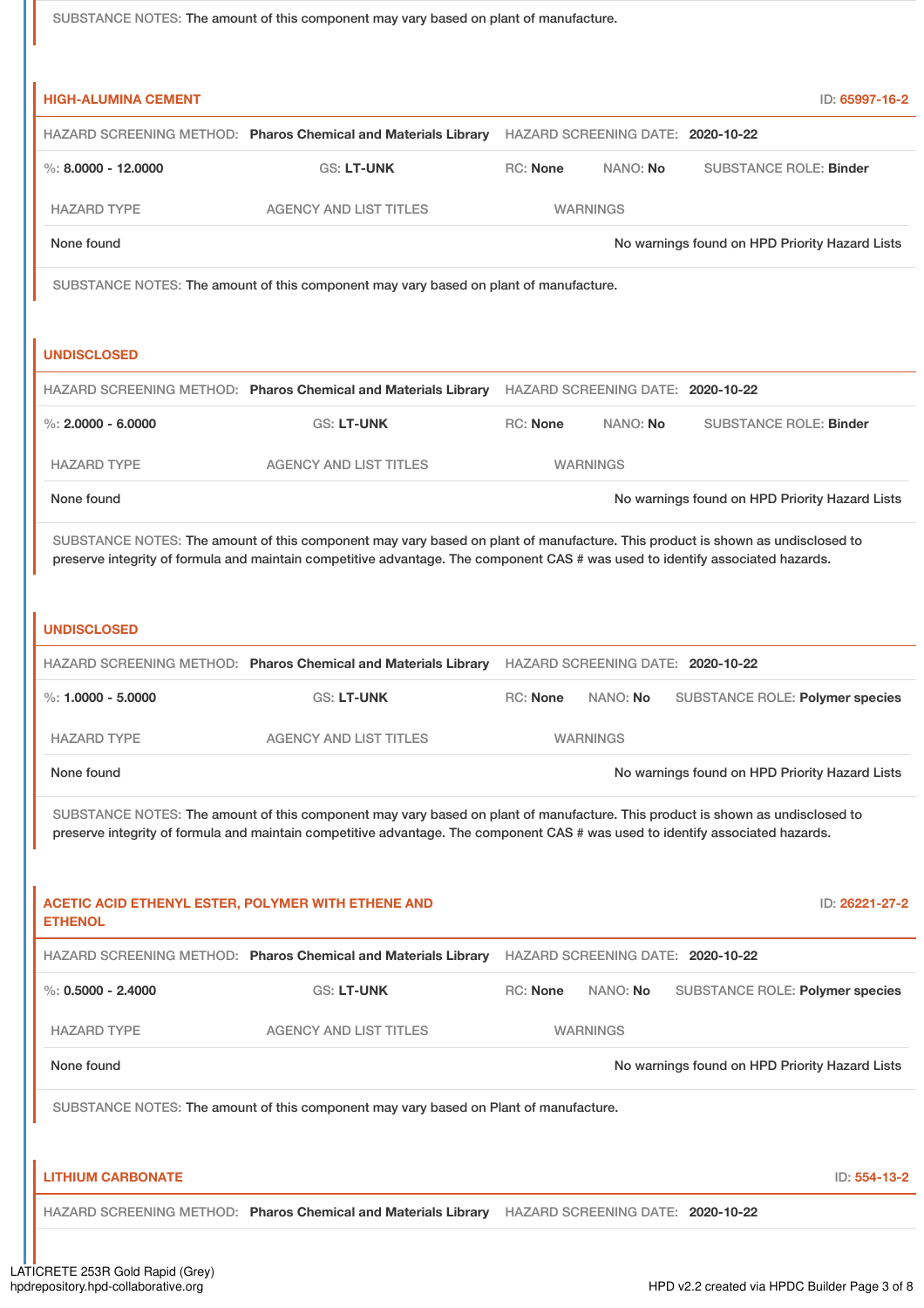SUBSTANCE NOTES: The amount of this component may vary based on plant of manufacture.

### HIGH-ALUMINA CEMENT

ID: 65997-16-2

HAZARD SCREENING METHOD: **Pharos Chemical and Materials Library** HAZARD SCREENING DATE: **2020-10-22**

%: **8.0000 - 12.0000** GS: **LT-UNK** RC: **None** NANO: **No** SUBSTANCE ROLE: **Binder**

| HAZARD TYPE | AGENCY AND LIST TITLES | WARNINGS |
| --- | --- | --- |
| None found | | No warnings found on HPD Priority Hazard Lists |

SUBSTANCE NOTES: The amount of this component may vary based on plant of manufacture.

### UNDISCLOSED

HAZARD SCREENING METHOD: **Pharos Chemical and Materials Library** HAZARD SCREENING DATE: **2020-10-22**

%: **2.0000 - 6.0000** GS: **LT-UNK** RC: **None** NANO: **No** SUBSTANCE ROLE: **Binder**

| HAZARD TYPE | AGENCY AND LIST TITLES | WARNINGS |
| --- | --- | --- |
| None found | | No warnings found on HPD Priority Hazard Lists |

SUBSTANCE NOTES: The amount of this component may vary based on plant of manufacture. This product is shown as undisclosed to preserve integrity of formula and maintain competitive advantage. The component CAS # was used to identify associated hazards.

### UNDISCLOSED

HAZARD SCREENING METHOD: **Pharos Chemical and Materials Library** HAZARD SCREENING DATE: **2020-10-22**

%: **1.0000 - 5.0000** GS: **LT-UNK** RC: **None** NANO: **No** SUBSTANCE ROLE: **Polymer species**

| HAZARD TYPE | AGENCY AND LIST TITLES | WARNINGS |
| --- | --- | --- |
| None found | | No warnings found on HPD Priority Hazard Lists |

SUBSTANCE NOTES: The amount of this component may vary based on plant of manufacture. This product is shown as undisclosed to preserve integrity of formula and maintain competitive advantage. The component CAS # was used to identify associated hazards.

### ACETIC ACID ETHENYL ESTER, POLYMER WITH ETHENE AND ETHENOL

ID: 26221-27-2

HAZARD SCREENING METHOD: **Pharos Chemical and Materials Library** HAZARD SCREENING DATE: **2020-10-22**

%: **0.5000 - 2.4000** GS: **LT-UNK** RC: **None** NANO: **No** SUBSTANCE ROLE: **Polymer species**

| HAZARD TYPE | AGENCY AND LIST TITLES | WARNINGS |
| --- | --- | --- |
| None found | | No warnings found on HPD Priority Hazard Lists |

SUBSTANCE NOTES: The amount of this component may vary based on Plant of manufacture.

### LITHIUM CARBONATE

ID: 554-13-2

HAZARD SCREENING METHOD: **Pharos Chemical and Materials Library** HAZARD SCREENING DATE: **2020-10-22**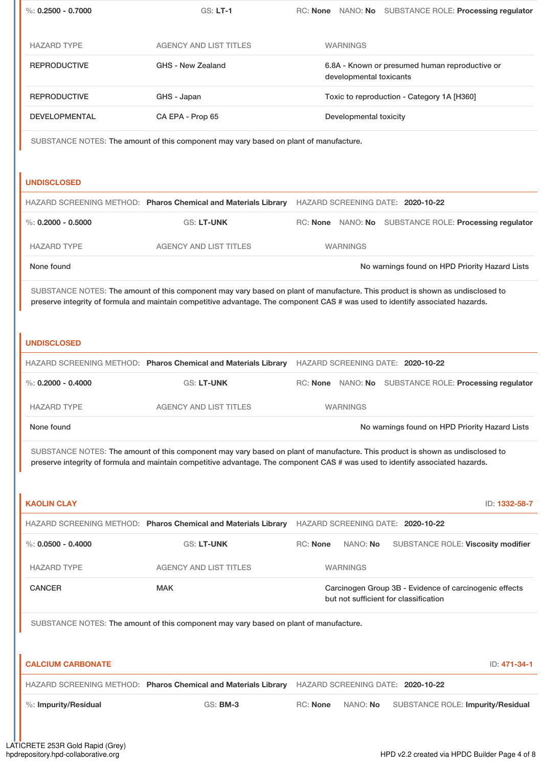%: **0.2500 - 0.7000** GS: **LT-1** RC: **None** NANO: **No** SUBSTANCE ROLE: **Processing regulator**

| HAZARD TYPE | AGENCY AND LIST TITLES | WARNINGS |
| --- | --- | --- |
| REPRODUCTIVE | GHS - New Zealand | 6.8A - Known or presumed human reproductive or developmental toxicants |
| REPRODUCTIVE | GHS - Japan | Toxic to reproduction - Category 1A [H360] |
| DEVELOPMENTAL | CA EPA - Prop 65 | Developmental toxicity |

SUBSTANCE NOTES: The amount of this component may vary based on plant of manufacture.

## UNDISCLOSED

HAZARD SCREENING METHOD: **Pharos Chemical and Materials Library** HAZARD SCREENING DATE: **2020-10-22**

%: **0.2000 - 0.5000** GS: **LT-UNK** RC: **None** NANO: **No** SUBSTANCE ROLE: **Processing regulator**

| HAZARD TYPE | AGENCY AND LIST TITLES | WARNINGS |
| --- | --- | --- |
| None found | | No warnings found on HPD Priority Hazard Lists |

SUBSTANCE NOTES: The amount of this component may vary based on plant of manufacture. This product is shown as undisclosed to preserve integrity of formula and maintain competitive advantage. The component CAS # was used to identify associated hazards.

## UNDISCLOSED

HAZARD SCREENING METHOD: **Pharos Chemical and Materials Library** HAZARD SCREENING DATE: **2020-10-22**

%: **0.2000 - 0.4000** GS: **LT-UNK** RC: **None** NANO: **No** SUBSTANCE ROLE: **Processing regulator**

| HAZARD TYPE | AGENCY AND LIST TITLES | WARNINGS |
| --- | --- | --- |
| None found | | No warnings found on HPD Priority Hazard Lists |

SUBSTANCE NOTES: The amount of this component may vary based on plant of manufacture. This product is shown as undisclosed to preserve integrity of formula and maintain competitive advantage. The component CAS # was used to identify associated hazards.

## KAOLIN CLAY

ID: **1332-58-7**

HAZARD SCREENING METHOD: **Pharos Chemical and Materials Library** HAZARD SCREENING DATE: **2020-10-22**

%: **0.0500 - 0.4000** GS: **LT-UNK** RC: **None** NANO: **No** SUBSTANCE ROLE: **Viscosity modifier**

| HAZARD TYPE | AGENCY AND LIST TITLES | WARNINGS |
| --- | --- | --- |
| CANCER | MAK | Carcinogen Group 3B - Evidence of carcinogenic effects but not sufficient for classification |

SUBSTANCE NOTES: The amount of this component may vary based on plant of manufacture.

## CALCIUM CARBONATE

ID: **471-34-1**

HAZARD SCREENING METHOD: **Pharos Chemical and Materials Library** HAZARD SCREENING DATE: **2020-10-22**

%: **Impurity/Residual** GS: **BM-3** RC: **None** NANO: **No** SUBSTANCE ROLE: **Impurity/Residual**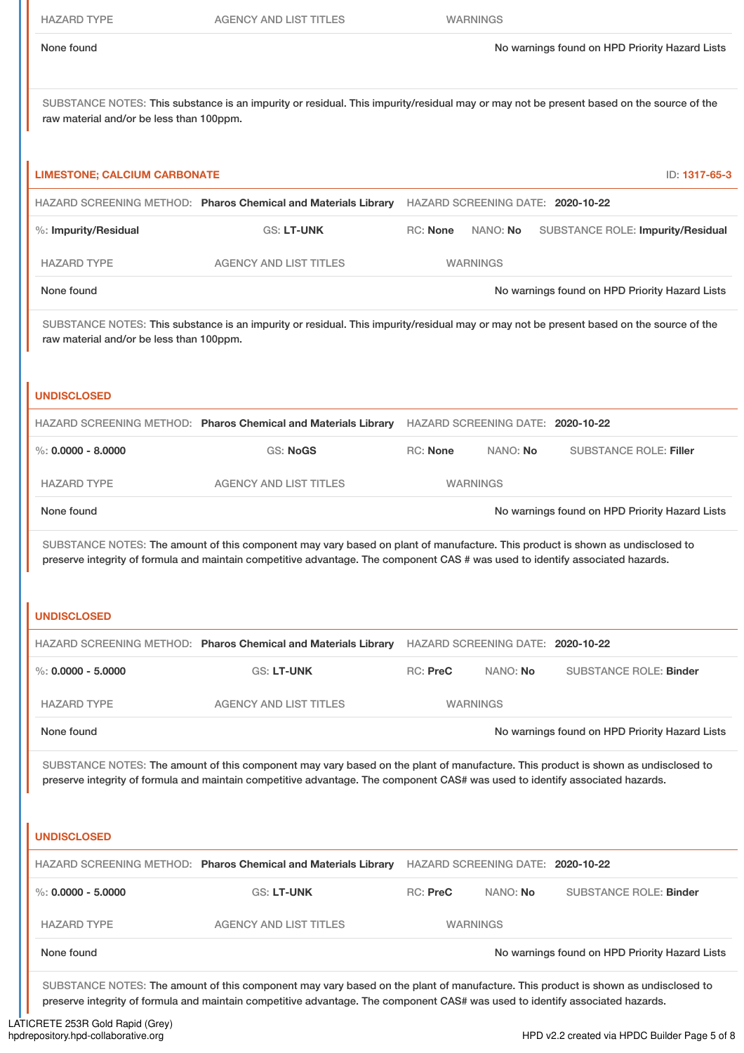| HAZARD TYPE | AGENCY AND LIST TITLES | WARNINGS |
| --- | --- | --- |
| None found | | No warnings found on HPD Priority Hazard Lists |

SUBSTANCE NOTES: This substance is an impurity or residual. This impurity/residual may or may not be present based on the source of the raw material and/or be less than 100ppm.

### LIMESTONE; CALCIUM CARBONATE

ID: 1317-65-3

HAZARD SCREENING METHOD: **Pharos Chemical and Materials Library** HAZARD SCREENING DATE: **2020-10-22**

%: **Impurity/Residual** GS: **LT-UNK** RC: **None** NANO: **No** SUBSTANCE ROLE: **Impurity/Residual**

| HAZARD TYPE | AGENCY AND LIST TITLES | WARNINGS |
| --- | --- | --- |
| None found | | No warnings found on HPD Priority Hazard Lists |

SUBSTANCE NOTES: This substance is an impurity or residual. This impurity/residual may or may not be present based on the source of the raw material and/or be less than 100ppm.

### UNDISCLOSED

HAZARD SCREENING METHOD: **Pharos Chemical and Materials Library** HAZARD SCREENING DATE: **2020-10-22**

%: **0.0000 - 8.0000** GS: **NoGS** RC: **None** NANO: **No** SUBSTANCE ROLE: **Filler**

| HAZARD TYPE | AGENCY AND LIST TITLES | WARNINGS |
| --- | --- | --- |
| None found | | No warnings found on HPD Priority Hazard Lists |

SUBSTANCE NOTES: The amount of this component may vary based on plant of manufacture. This product is shown as undisclosed to preserve integrity of formula and maintain competitive advantage. The component CAS # was used to identify associated hazards.

### UNDISCLOSED

HAZARD SCREENING METHOD: **Pharos Chemical and Materials Library** HAZARD SCREENING DATE: **2020-10-22**

%: **0.0000 - 5.0000** GS: **LT-UNK** RC: **PreC** NANO: **No** SUBSTANCE ROLE: **Binder**

| HAZARD TYPE | AGENCY AND LIST TITLES | WARNINGS |
| --- | --- | --- |
| None found | | No warnings found on HPD Priority Hazard Lists |

SUBSTANCE NOTES: The amount of this component may vary based on the plant of manufacture. This product is shown as undisclosed to preserve integrity of formula and maintain competitive advantage. The component CAS# was used to identify associated hazards.

### UNDISCLOSED

HAZARD SCREENING METHOD: **Pharos Chemical and Materials Library** HAZARD SCREENING DATE: **2020-10-22**

%: **0.0000 - 5.0000** GS: **LT-UNK** RC: **PreC** NANO: **No** SUBSTANCE ROLE: **Binder**

| HAZARD TYPE | AGENCY AND LIST TITLES | WARNINGS |
| --- | --- | --- |
| None found | | No warnings found on HPD Priority Hazard Lists |

SUBSTANCE NOTES: The amount of this component may vary based on the plant of manufacture. This product is shown as undisclosed to preserve integrity of formula and maintain competitive advantage. The component CAS# was used to identify associated hazards.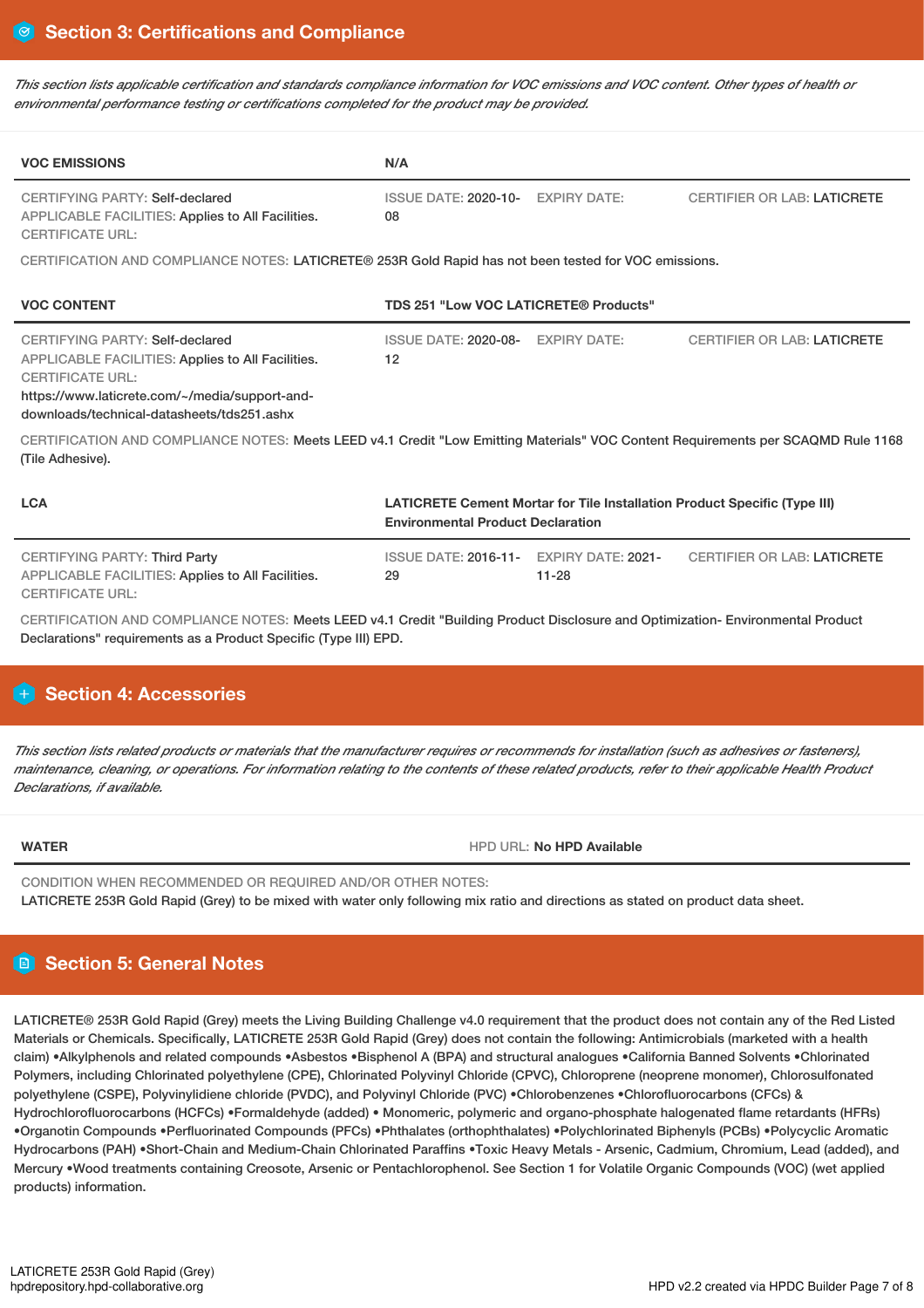## Section 3: Certifications and Compliance

*This section lists applicable certification and standards compliance information for VOC emissions and VOC content. Other types of health or environmental performance testing or certifications completed for the product may be provided.*

| VOC EMISSIONS | N/A | | |
|---|---|---|---|
| CERTIFYING PARTY: Self-declared<br>APPLICABLE FACILITIES: Applies to All Facilities.<br>CERTIFICATE URL: | ISSUE DATE: 2020-10-08 | EXPIRY DATE: | CERTIFIER OR LAB: LATICRETE |

CERTIFICATION AND COMPLIANCE NOTES: LATICRETE® 253R Gold Rapid has not been tested for VOC emissions.

| VOC CONTENT | TDS 251 "Low VOC LATICRETE® Products" | | |
|---|---|---|---|
| CERTIFYING PARTY: Self-declared<br>APPLICABLE FACILITIES: Applies to All Facilities.<br>CERTIFICATE URL:<br>https://www.laticrete.com/~/media/support-and-downloads/technical-datasheets/tds251.ashx | ISSUE DATE: 2020-08-12 | EXPIRY DATE: | CERTIFIER OR LAB: LATICRETE |

CERTIFICATION AND COMPLIANCE NOTES: Meets LEED v4.1 Credit "Low Emitting Materials" VOC Content Requirements per SCAQMD Rule 1168 (Tile Adhesive).

| LCA | LATICRETE Cement Mortar for Tile Installation Product Specific (Type III) Environmental Product Declaration | | |
|---|---|---|---|
| CERTIFYING PARTY: Third Party<br>APPLICABLE FACILITIES: Applies to All Facilities.<br>CERTIFICATE URL: | ISSUE DATE: 2016-11-29 | EXPIRY DATE: 2021-11-28 | CERTIFIER OR LAB: LATICRETE |

CERTIFICATION AND COMPLIANCE NOTES: Meets LEED v4.1 Credit "Building Product Disclosure and Optimization- Environmental Product Declarations" requirements as a Product Specific (Type III) EPD.

## Section 4: Accessories

*This section lists related products or materials that the manufacturer requires or recommends for installation (such as adhesives or fasteners), maintenance, cleaning, or operations. For information relating to the contents of these related products, refer to their applicable Health Product Declarations, if available.*

| WATER | HPD URL: No HPD Available |
|---|---|

CONDITION WHEN RECOMMENDED OR REQUIRED AND/OR OTHER NOTES:
LATICRETE 253R Gold Rapid (Grey) to be mixed with water only following mix ratio and directions as stated on product data sheet.

## Section 5: General Notes

LATICRETE® 253R Gold Rapid (Grey) meets the Living Building Challenge v4.0 requirement that the product does not contain any of the Red Listed Materials or Chemicals. Specifically, LATICRETE 253R Gold Rapid (Grey) does not contain the following: Antimicrobials (marketed with a health claim) •Alkylphenols and related compounds •Asbestos •Bisphenol A (BPA) and structural analogues •California Banned Solvents •Chlorinated Polymers, including Chlorinated polyethylene (CPE), Chlorinated Polyvinyl Chloride (CPVC), Chloroprene (neoprene monomer), Chlorosulfonated polyethylene (CSPE), Polyvinylidiene chloride (PVDC), and Polyvinyl Chloride (PVC) •Chlorobenzenes •Chlorofluorocarbons (CFCs) & Hydrochlorofluorocarbons (HCFCs) •Formaldehyde (added) • Monomeric, polymeric and organo-phosphate halogenated flame retardants (HFRs) •Organotin Compounds •Perfluorinated Compounds (PFCs) •Phthalates (orthophthalates) •Polychlorinated Biphenyls (PCBs) •Polycyclic Aromatic Hydrocarbons (PAH) •Short-Chain and Medium-Chain Chlorinated Paraffins •Toxic Heavy Metals - Arsenic, Cadmium, Chromium, Lead (added), and Mercury •Wood treatments containing Creosote, Arsenic or Pentachlorophenol. See Section 1 for Volatile Organic Compounds (VOC) (wet applied products) information.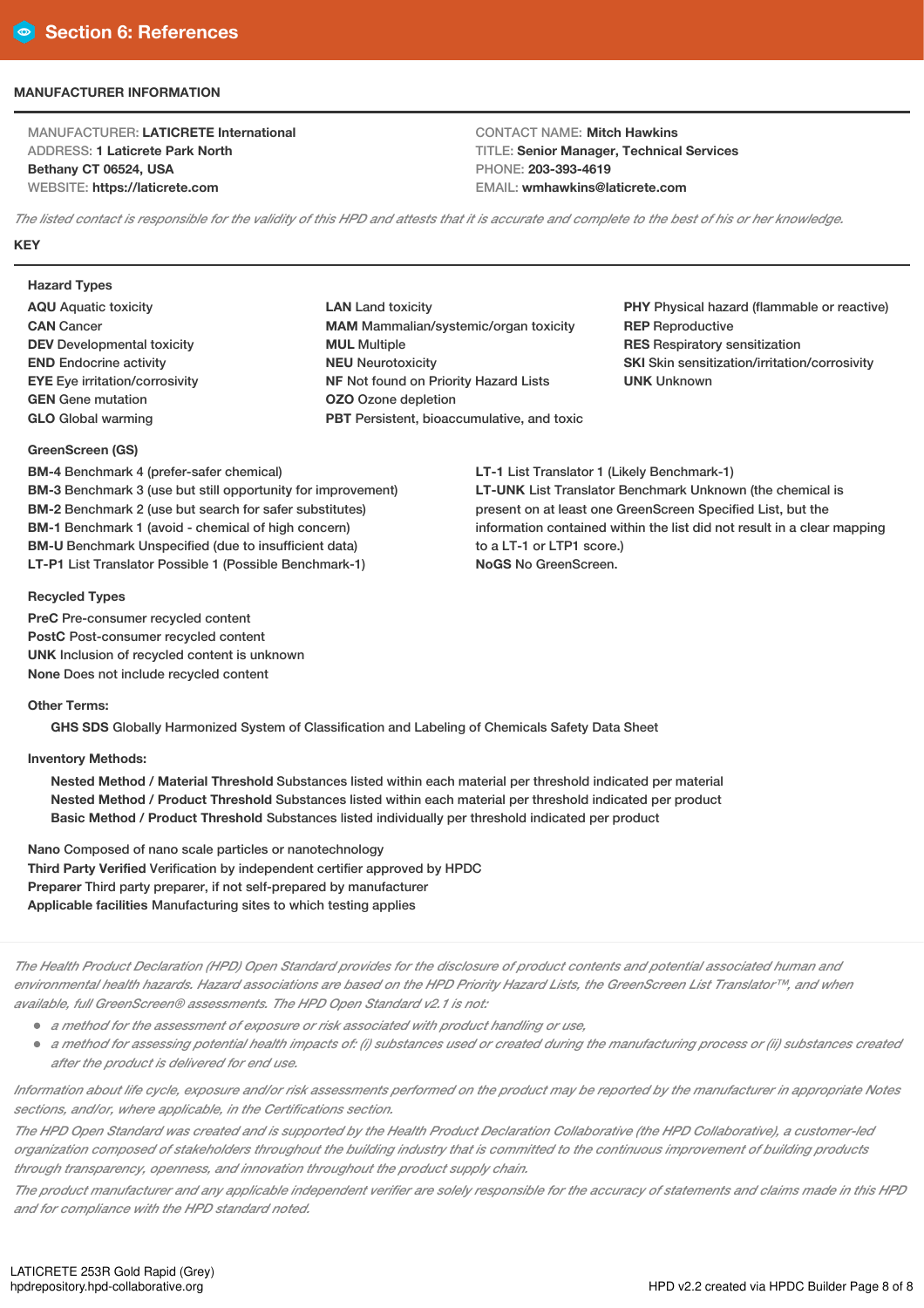## Section 6: References

### MANUFACTURER INFORMATION

MANUFACTURER: **LATICRETE International**
ADDRESS: **1 Laticrete Park North**
**Bethany CT 06524, USA**
WEBSITE: **https://laticrete.com**

CONTACT NAME: **Mitch Hawkins**
TITLE: **Senior Manager, Technical Services**
PHONE: **203-393-4619**
EMAIL: **wmhawkins@laticrete.com**

*The listed contact is responsible for the validity of this HPD and attests that it is accurate and complete to the best of his or her knowledge.*

### KEY

**Hazard Types**

**AQU** Aquatic toxicity
**CAN** Cancer
**DEV** Developmental toxicity
**END** Endocrine activity
**EYE** Eye irritation/corrosivity
**GEN** Gene mutation
**GLO** Global warming
**LAN** Land toxicity
**MAM** Mammalian/systemic/organ toxicity
**MUL** Multiple
**NEU** Neurotoxicity
**NF** Not found on Priority Hazard Lists
**OZO** Ozone depletion
**PBT** Persistent, bioaccumulative, and toxic
**PHY** Physical hazard (flammable or reactive)
**REP** Reproductive
**RES** Respiratory sensitization
**SKI** Skin sensitization/irritation/corrosivity
**UNK** Unknown

**GreenScreen (GS)**

**BM-4** Benchmark 4 (prefer-safer chemical)
**BM-3** Benchmark 3 (use but still opportunity for improvement)
**BM-2** Benchmark 2 (use but search for safer substitutes)
**BM-1** Benchmark 1 (avoid - chemical of high concern)
**BM-U** Benchmark Unspecified (due to insufficient data)
**LT-P1** List Translator Possible 1 (Possible Benchmark-1)
**LT-1** List Translator 1 (Likely Benchmark-1)
**LT-UNK** List Translator Benchmark Unknown (the chemical is present on at least one GreenScreen Specified List, but the information contained within the list did not result in a clear mapping to a LT-1 or LTP1 score.)
**NoGS** No GreenScreen.

**Recycled Types**

**PreC** Pre-consumer recycled content
**PostC** Post-consumer recycled content
**UNK** Inclusion of recycled content is unknown
**None** Does not include recycled content

**Other Terms:**

**GHS SDS** Globally Harmonized System of Classification and Labeling of Chemicals Safety Data Sheet

**Inventory Methods:**

**Nested Method / Material Threshold** Substances listed within each material per threshold indicated per material
**Nested Method / Product Threshold** Substances listed within each material per threshold indicated per product
**Basic Method / Product Threshold** Substances listed individually per threshold indicated per product

**Nano** Composed of nano scale particles or nanotechnology
**Third Party Verified** Verification by independent certifier approved by HPDC
**Preparer** Third party preparer, if not self-prepared by manufacturer
**Applicable facilities** Manufacturing sites to which testing applies

*The Health Product Declaration (HPD) Open Standard provides for the disclosure of product contents and potential associated human and environmental health hazards. Hazard associations are based on the HPD Priority Hazard Lists, the GreenScreen List Translator™, and when available, full GreenScreen® assessments. The HPD Open Standard v2.1 is not:*

- *a method for the assessment of exposure or risk associated with product handling or use,*
- *a method for assessing potential health impacts of: (i) substances used or created during the manufacturing process or (ii) substances created after the product is delivered for end use.*

*Information about life cycle, exposure and/or risk assessments performed on the product may be reported by the manufacturer in appropriate Notes sections, and/or, where applicable, in the Certifications section.*

*The HPD Open Standard was created and is supported by the Health Product Declaration Collaborative (the HPD Collaborative), a customer-led organization composed of stakeholders throughout the building industry that is committed to the continuous improvement of building products through transparency, openness, and innovation throughout the product supply chain.*

*The product manufacturer and any applicable independent verifier are solely responsible for the accuracy of statements and claims made in this HPD and for compliance with the HPD standard noted.*